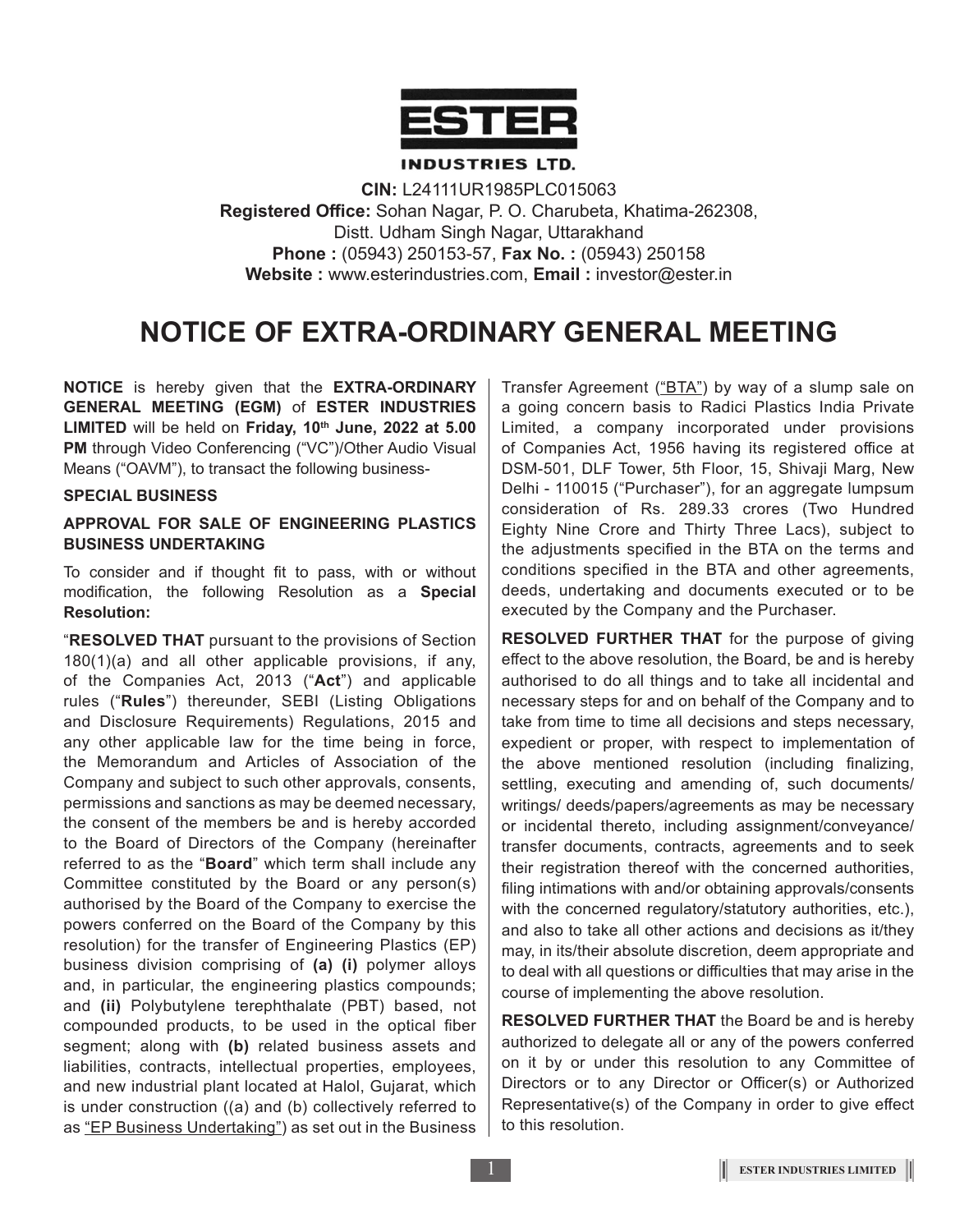**ESTER**

**INDUSTRIES LTD.**

**CIN:** L24111UR1985PLC015063
**Registered Office:** Sohan Nagar, P. O. Charubeta, Khatima-262308,
Distt. Udham Singh Nagar, Uttarakhand
**Phone :** (05943) 250153-57, **Fax No. :** (05943) 250158
**Website :** www.esterindustries.com, **Email :** investor@ester.in

# NOTICE OF EXTRA-ORDINARY GENERAL MEETING

**NOTICE** is hereby given that the **EXTRA-ORDINARY GENERAL MEETING (EGM)** of **ESTER INDUSTRIES LIMITED** will be held on **Friday, 10th June, 2022 at 5.00 PM** through Video Conferencing ("VC")/Other Audio Visual Means ("OAVM"), to transact the following business-

**SPECIAL BUSINESS**

**APPROVAL FOR SALE OF ENGINEERING PLASTICS BUSINESS UNDERTAKING**

To consider and if thought fit to pass, with or without modification, the following Resolution as a **Special Resolution:**

"**RESOLVED THAT** pursuant to the provisions of Section 180(1)(a) and all other applicable provisions, if any, of the Companies Act, 2013 ("**Act**") and applicable rules ("**Rules**") thereunder, SEBI (Listing Obligations and Disclosure Requirements) Regulations, 2015 and any other applicable law for the time being in force, the Memorandum and Articles of Association of the Company and subject to such other approvals, consents, permissions and sanctions as may be deemed necessary, the consent of the members be and is hereby accorded to the Board of Directors of the Company (hereinafter referred to as the "**Board**" which term shall include any Committee constituted by the Board or any person(s) authorised by the Board of the Company to exercise the powers conferred on the Board of the Company by this resolution) for the transfer of Engineering Plastics (EP) business division comprising of **(a) (i)** polymer alloys and, in particular, the engineering plastics compounds; and **(ii)** Polybutylene terephthalate (PBT) based, not compounded products, to be used in the optical fiber segment; along with **(b)** related business assets and liabilities, contracts, intellectual properties, employees, and new industrial plant located at Halol, Gujarat, which is under construction ((a) and (b) collectively referred to as "EP Business Undertaking") as set out in the Business Transfer Agreement ("BTA") by way of a slump sale on a going concern basis to Radici Plastics India Private Limited, a company incorporated under provisions of Companies Act, 1956 having its registered office at DSM-501, DLF Tower, 5th Floor, 15, Shivaji Marg, New Delhi - 110015 ("Purchaser"), for an aggregate lumpsum consideration of Rs. 289.33 crores (Two Hundred Eighty Nine Crore and Thirty Three Lacs), subject to the adjustments specified in the BTA on the terms and conditions specified in the BTA and other agreements, deeds, undertaking and documents executed or to be executed by the Company and the Purchaser.

**RESOLVED FURTHER THAT** for the purpose of giving effect to the above resolution, the Board, be and is hereby authorised to do all things and to take all incidental and necessary steps for and on behalf of the Company and to take from time to time all decisions and steps necessary, expedient or proper, with respect to implementation of the above mentioned resolution (including finalizing, settling, executing and amending of, such documents/ writings/ deeds/papers/agreements as may be necessary or incidental thereto, including assignment/conveyance/ transfer documents, contracts, agreements and to seek their registration thereof with the concerned authorities, filing intimations with and/or obtaining approvals/consents with the concerned regulatory/statutory authorities, etc.), and also to take all other actions and decisions as it/they may, in its/their absolute discretion, deem appropriate and to deal with all questions or difficulties that may arise in the course of implementing the above resolution.

**RESOLVED FURTHER THAT** the Board be and is hereby authorized to delegate all or any of the powers conferred on it by or under this resolution to any Committee of Directors or to any Director or Officer(s) or Authorized Representative(s) of the Company in order to give effect to this resolution.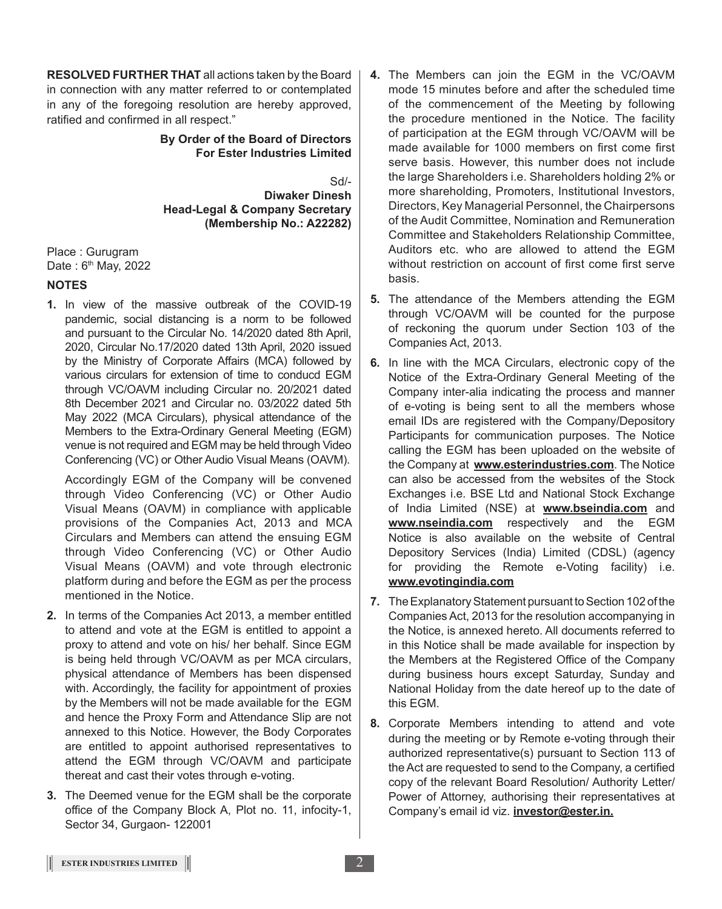**RESOLVED FURTHER THAT** all actions taken by the Board in connection with any matter referred to or contemplated in any of the foregoing resolution are hereby approved, ratified and confirmed in all respect."

**By Order of the Board of Directors**
**For Ester Industries Limited**

Sd/-
**Diwaker Dinesh**
**Head-Legal & Company Secretary**
**(Membership No.: A22282)**

Place : Gurugram
Date : 6th May, 2022

## NOTES

1. In view of the massive outbreak of the COVID-19 pandemic, social distancing is a norm to be followed and pursuant to the Circular No. 14/2020 dated 8th April, 2020, Circular No.17/2020 dated 13th April, 2020 issued by the Ministry of Corporate Affairs (MCA) followed by various circulars for extension of time to conducd EGM through VC/OAVM including Circular no. 20/2021 dated 8th December 2021 and Circular no. 03/2022 dated 5th May 2022 (MCA Circulars), physical attendance of the Members to the Extra-Ordinary General Meeting (EGM) venue is not required and EGM may be held through Video Conferencing (VC) or Other Audio Visual Means (OAVM).

   Accordingly EGM of the Company will be convened through Video Conferencing (VC) or Other Audio Visual Means (OAVM) in compliance with applicable provisions of the Companies Act, 2013 and MCA Circulars and Members can attend the ensuing EGM through Video Conferencing (VC) or Other Audio Visual Means (OAVM) and vote through electronic platform during and before the EGM as per the process mentioned in the Notice.

2. In terms of the Companies Act 2013, a member entitled to attend and vote at the EGM is entitled to appoint a proxy to attend and vote on his/ her behalf. Since EGM is being held through VC/OAVM as per MCA circulars, physical attendance of Members has been dispensed with. Accordingly, the facility for appointment of proxies by the Members will not be made available for the EGM and hence the Proxy Form and Attendance Slip are not annexed to this Notice. However, the Body Corporates are entitled to appoint authorised representatives to attend the EGM through VC/OAVM and participate thereat and cast their votes through e-voting.

3. The Deemed venue for the EGM shall be the corporate office of the Company Block A, Plot no. 11, infocity-1, Sector 34, Gurgaon- 122001

4. The Members can join the EGM in the VC/OAVM mode 15 minutes before and after the scheduled time of the commencement of the Meeting by following the procedure mentioned in the Notice. The facility of participation at the EGM through VC/OAVM will be made available for 1000 members on first come first serve basis. However, this number does not include the large Shareholders i.e. Shareholders holding 2% or more shareholding, Promoters, Institutional Investors, Directors, Key Managerial Personnel, the Chairpersons of the Audit Committee, Nomination and Remuneration Committee and Stakeholders Relationship Committee, Auditors etc. who are allowed to attend the EGM without restriction on account of first come first serve basis.

5. The attendance of the Members attending the EGM through VC/OAVM will be counted for the purpose of reckoning the quorum under Section 103 of the Companies Act, 2013.

6. In line with the MCA Circulars, electronic copy of the Notice of the Extra-Ordinary General Meeting of the Company inter-alia indicating the process and manner of e-voting is being sent to all the members whose email IDs are registered with the Company/Depository Participants for communication purposes. The Notice calling the EGM has been uploaded on the website of the Company at **www.esterindustries.com**. The Notice can also be accessed from the websites of the Stock Exchanges i.e. BSE Ltd and National Stock Exchange of India Limited (NSE) at **www.bseindia.com** and **www.nseindia.com** respectively and the EGM Notice is also available on the website of Central Depository Services (India) Limited (CDSL) (agency for providing the Remote e-Voting facility) i.e. **www.evotingindia.com**

7. The Explanatory Statement pursuant to Section 102 of the Companies Act, 2013 for the resolution accompanying in the Notice, is annexed hereto. All documents referred to in this Notice shall be made available for inspection by the Members at the Registered Office of the Company during business hours except Saturday, Sunday and National Holiday from the date hereof up to the date of this EGM.

8. Corporate Members intending to attend and vote during the meeting or by Remote e-voting through their authorized representative(s) pursuant to Section 113 of the Act are requested to send to the Company, a certified copy of the relevant Board Resolution/ Authority Letter/ Power of Attorney, authorising their representatives at Company's email id viz. **investor@ester.in.**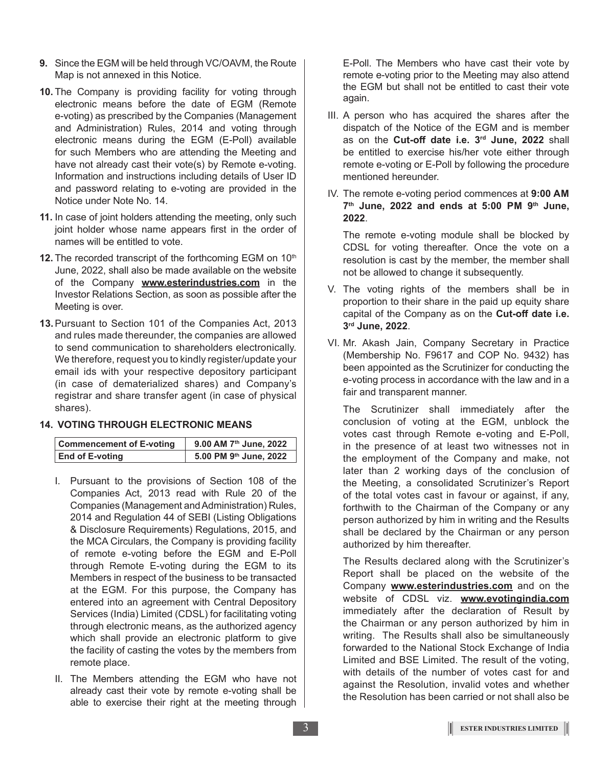**9.** Since the EGM will be held through VC/OAVM, the Route Map is not annexed in this Notice.

**10.** The Company is providing facility for voting through electronic means before the date of EGM (Remote e-voting) as prescribed by the Companies (Management and Administration) Rules, 2014 and voting through electronic means during the EGM (E-Poll) available for such Members who are attending the Meeting and have not already cast their vote(s) by Remote e-voting. Information and instructions including details of User ID and password relating to e-voting are provided in the Notice under Note No. 14.

**11.** In case of joint holders attending the meeting, only such joint holder whose name appears first in the order of names will be entitled to vote.

**12.** The recorded transcript of the forthcoming EGM on 10th June, 2022, shall also be made available on the website of the Company **www.esterindustries.com** in the Investor Relations Section, as soon as possible after the Meeting is over.

**13.** Pursuant to Section 101 of the Companies Act, 2013 and rules made thereunder, the companies are allowed to send communication to shareholders electronically. We therefore, request you to kindly register/update your email ids with your respective depository participant (in case of dematerialized shares) and Company's registrar and share transfer agent (in case of physical shares).

**14. VOTING THROUGH ELECTRONIC MEANS**

| Commencement of E-voting | 9.00 AM 7th June, 2022 |
|---|---|
| End of E-voting | 5.00 PM 9th June, 2022 |

I. Pursuant to the provisions of Section 108 of the Companies Act, 2013 read with Rule 20 of the Companies (Management and Administration) Rules, 2014 and Regulation 44 of SEBI (Listing Obligations & Disclosure Requirements) Regulations, 2015, and the MCA Circulars, the Company is providing facility of remote e-voting before the EGM and E-Poll through Remote E-voting during the EGM to its Members in respect of the business to be transacted at the EGM. For this purpose, the Company has entered into an agreement with Central Depository Services (India) Limited (CDSL) for facilitating voting through electronic means, as the authorized agency which shall provide an electronic platform to give the facility of casting the votes by the members from remote place.

II. The Members attending the EGM who have not already cast their vote by remote e-voting shall be able to exercise their right at the meeting through E-Poll. The Members who have cast their vote by remote e-voting prior to the Meeting may also attend the EGM but shall not be entitled to cast their vote again.

III. A person who has acquired the shares after the dispatch of the Notice of the EGM and is member as on the **Cut-off date i.e. 3rd June, 2022** shall be entitled to exercise his/her vote either through remote e-voting or E-Poll by following the procedure mentioned hereunder.

IV. The remote e-voting period commences at **9:00 AM 7th June, 2022 and ends at 5:00 PM 9th June, 2022**.

The remote e-voting module shall be blocked by CDSL for voting thereafter. Once the vote on a resolution is cast by the member, the member shall not be allowed to change it subsequently.

V. The voting rights of the members shall be in proportion to their share in the paid up equity share capital of the Company as on the **Cut-off date i.e. 3rd June, 2022**.

VI. Mr. Akash Jain, Company Secretary in Practice (Membership No. F9617 and COP No. 9432) has been appointed as the Scrutinizer for conducting the e-voting process in accordance with the law and in a fair and transparent manner.

The Scrutinizer shall immediately after the conclusion of voting at the EGM, unblock the votes cast through Remote e-voting and E-Poll, in the presence of at least two witnesses not in the employment of the Company and make, not later than 2 working days of the conclusion of the Meeting, a consolidated Scrutinizer's Report of the total votes cast in favour or against, if any, forthwith to the Chairman of the Company or any person authorized by him in writing and the Results shall be declared by the Chairman or any person authorized by him thereafter.

The Results declared along with the Scrutinizer's Report shall be placed on the website of the Company **www.esterindustries.com** and on the website of CDSL viz. **www.evotingindia.com** immediately after the declaration of Result by the Chairman or any person authorized by him in writing. The Results shall also be simultaneously forwarded to the National Stock Exchange of India Limited and BSE Limited. The result of the voting, with details of the number of votes cast for and against the Resolution, invalid votes and whether the Resolution has been carried or not shall also be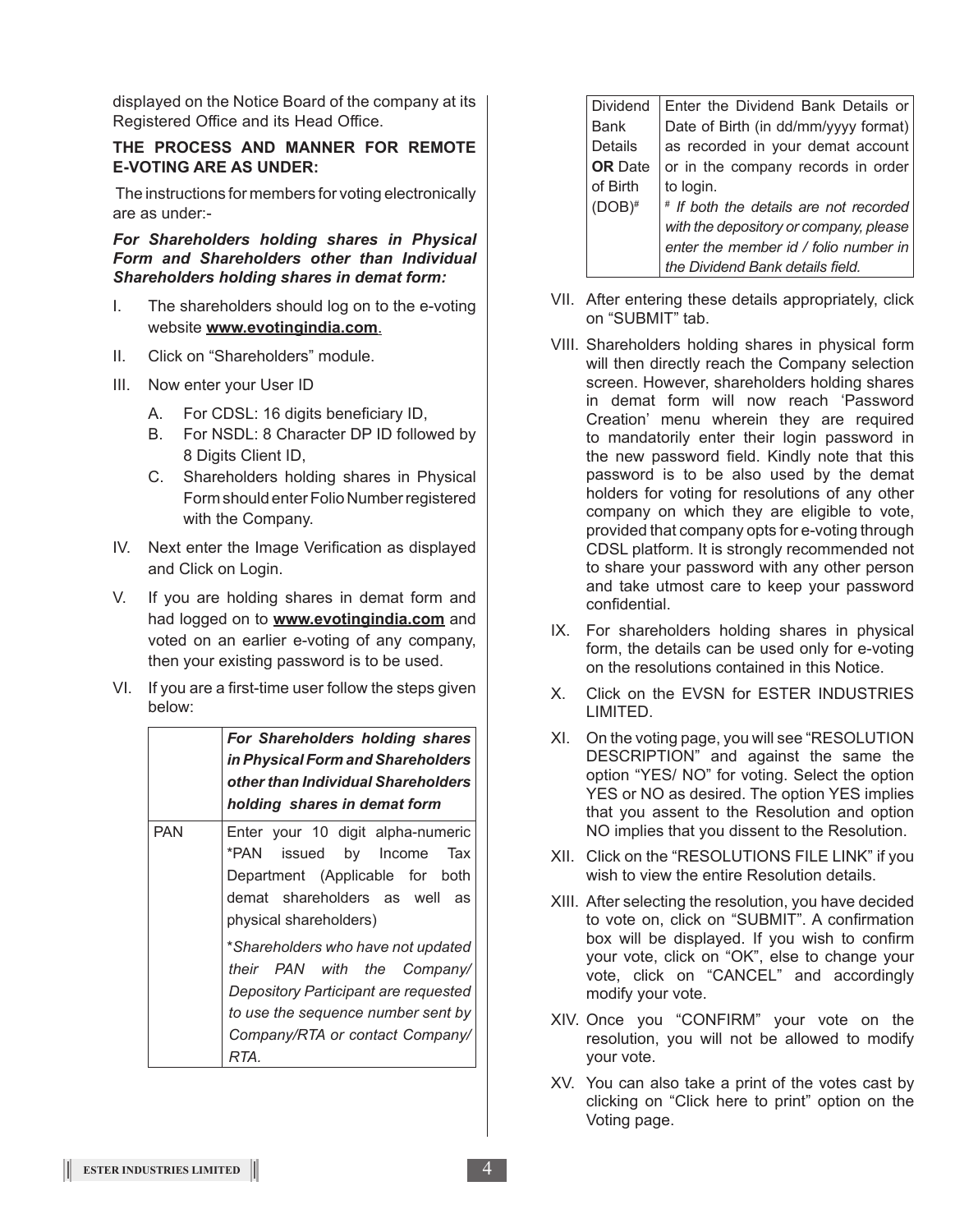displayed on the Notice Board of the company at its Registered Office and its Head Office.

**THE PROCESS AND MANNER FOR REMOTE E-VOTING ARE AS UNDER:**

The instructions for members for voting electronically are as under:-

***For Shareholders holding shares in Physical Form and Shareholders other than Individual Shareholders holding shares in demat form:***

I. The shareholders should log on to the e-voting website **www.evotingindia.com**.

II. Click on "Shareholders" module.

III. Now enter your User ID

   A. For CDSL: 16 digits beneficiary ID,

   B. For NSDL: 8 Character DP ID followed by 8 Digits Client ID,

   C. Shareholders holding shares in Physical Form should enter Folio Number registered with the Company.

IV. Next enter the Image Verification as displayed and Click on Login.

V. If you are holding shares in demat form and had logged on to **www.evotingindia.com** and voted on an earlier e-voting of any company, then your existing password is to be used.

VI. If you are a first-time user follow the steps given below:

| | ***For Shareholders holding shares in Physical Form and Shareholders other than Individual Shareholders holding shares in demat form*** |
|---|---|
| PAN | Enter your 10 digit alpha-numeric *PAN issued by Income Tax Department (Applicable for both demat shareholders as well as physical shareholders)<br>**Shareholders who have not updated their PAN with the Company/ Depository Participant are requested to use the sequence number sent by Company/RTA or contact Company/ RTA.* |
| Dividend Bank Details **OR** Date of Birth (DOB)# | Enter the Dividend Bank Details or Date of Birth (in dd/mm/yyyy format) as recorded in your demat account or in the company records in order to login.<br>*# If both the details are not recorded with the depository or company, please enter the member id / folio number in the Dividend Bank details field.* |

VII. After entering these details appropriately, click on "SUBMIT" tab.

VIII. Shareholders holding shares in physical form will then directly reach the Company selection screen. However, shareholders holding shares in demat form will now reach 'Password Creation' menu wherein they are required to mandatorily enter their login password in the new password field. Kindly note that this password is to be also used by the demat holders for voting for resolutions of any other company on which they are eligible to vote, provided that company opts for e-voting through CDSL platform. It is strongly recommended not to share your password with any other person and take utmost care to keep your password confidential.

IX. For shareholders holding shares in physical form, the details can be used only for e-voting on the resolutions contained in this Notice.

X. Click on the EVSN for ESTER INDUSTRIES LIMITED.

XI. On the voting page, you will see "RESOLUTION DESCRIPTION" and against the same the option "YES/ NO" for voting. Select the option YES or NO as desired. The option YES implies that you assent to the Resolution and option NO implies that you dissent to the Resolution.

XII. Click on the "RESOLUTIONS FILE LINK" if you wish to view the entire Resolution details.

XIII. After selecting the resolution, you have decided to vote on, click on "SUBMIT". A confirmation box will be displayed. If you wish to confirm your vote, click on "OK", else to change your vote, click on "CANCEL" and accordingly modify your vote.

XIV. Once you "CONFIRM" your vote on the resolution, you will not be allowed to modify your vote.

XV. You can also take a print of the votes cast by clicking on "Click here to print" option on the Voting page.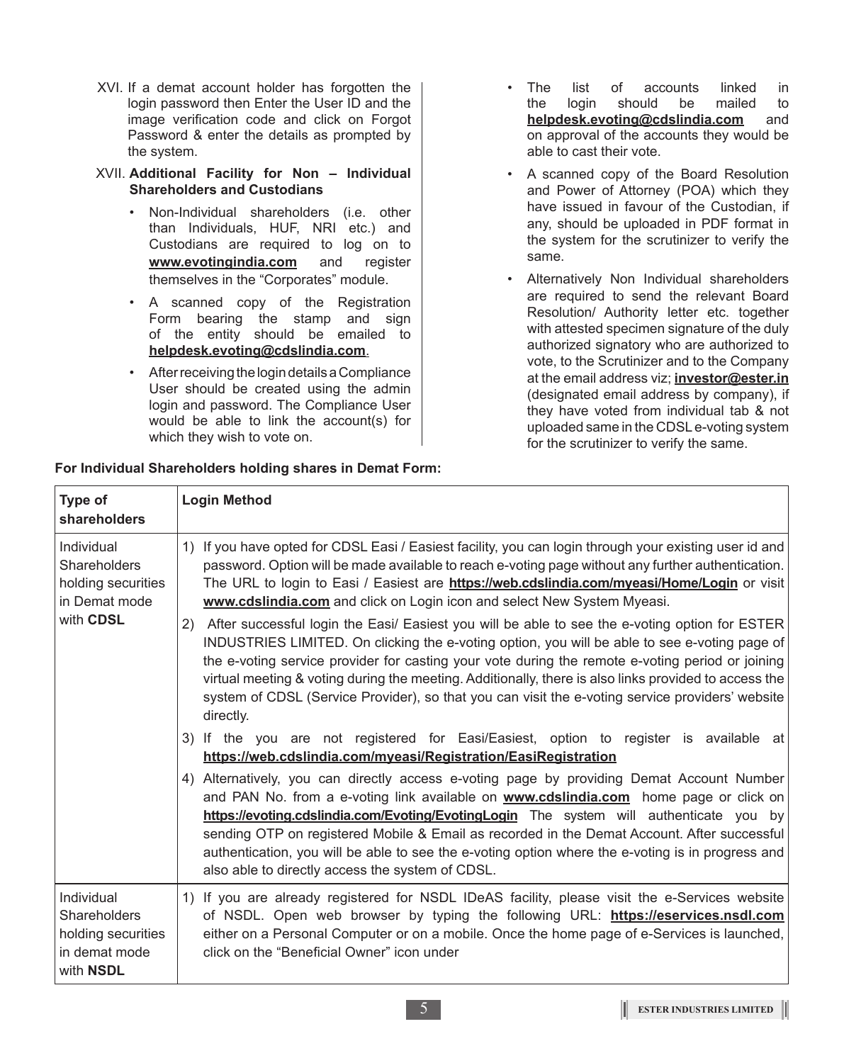XVI. If a demat account holder has forgotten the login password then Enter the User ID and the image verification code and click on Forgot Password & enter the details as prompted by the system.

XVII. **Additional Facility for Non – Individual Shareholders and Custodians**

- Non-Individual shareholders (i.e. other than Individuals, HUF, NRI etc.) and Custodians are required to log on to **www.evotingindia.com** and register themselves in the "Corporates" module.
- A scanned copy of the Registration Form bearing the stamp and sign of the entity should be emailed to **helpdesk.evoting@cdslindia.com**.
- After receiving the login details a Compliance User should be created using the admin login and password. The Compliance User would be able to link the account(s) for which they wish to vote on.
- The list of accounts linked in the login should be mailed to **helpdesk.evoting@cdslindia.com** and on approval of the accounts they would be able to cast their vote.
- A scanned copy of the Board Resolution and Power of Attorney (POA) which they have issued in favour of the Custodian, if any, should be uploaded in PDF format in the system for the scrutinizer to verify the same.
- Alternatively Non Individual shareholders are required to send the relevant Board Resolution/ Authority letter etc. together with attested specimen signature of the duly authorized signatory who are authorized to vote, to the Scrutinizer and to the Company at the email address viz; **investor@ester.in** (designated email address by company), if they have voted from individual tab & not uploaded same in the CDSL e-voting system for the scrutinizer to verify the same.

**For Individual Shareholders holding shares in Demat Form:**

| **Type of shareholders** | **Login Method** |
|---|---|
| Individual Shareholders holding securities in Demat mode with **CDSL** | 1) If you have opted for CDSL Easi / Easiest facility, you can login through your existing user id and password. Option will be made available to reach e-voting page without any further authentication. The URL to login to Easi / Easiest are **https://web.cdslindia.com/myeasi/Home/Login** or visit **www.cdslindia.com** and click on Login icon and select New System Myeasi.<br>2) After successful login the Easi/ Easiest you will be able to see the e-voting option for ESTER INDUSTRIES LIMITED. On clicking the e-voting option, you will be able to see e-voting page of the e-voting service provider for casting your vote during the remote e-voting period or joining virtual meeting & voting during the meeting. Additionally, there is also links provided to access the system of CDSL (Service Provider), so that you can visit the e-voting service providers' website directly.<br>3) If the you are not registered for Easi/Easiest, option to register is available at **https://web.cdslindia.com/myeasi/Registration/EasiRegistration**<br>4) Alternatively, you can directly access e-voting page by providing Demat Account Number and PAN No. from a e-voting link available on **www.cdslindia.com** home page or click on **https://evoting.cdslindia.com/Evoting/EvotingLogin** The system will authenticate you by sending OTP on registered Mobile & Email as recorded in the Demat Account. After successful authentication, you will be able to see the e-voting option where the e-voting is in progress and also able to directly access the system of CDSL. |
| Individual Shareholders holding securities in demat mode with **NSDL** | 1) If you are already registered for NSDL IDeAS facility, please visit the e-Services website of NSDL. Open web browser by typing the following URL: **https://eservices.nsdl.com** either on a Personal Computer or on a mobile. Once the home page of e-Services is launched, click on the "Beneficial Owner" icon under |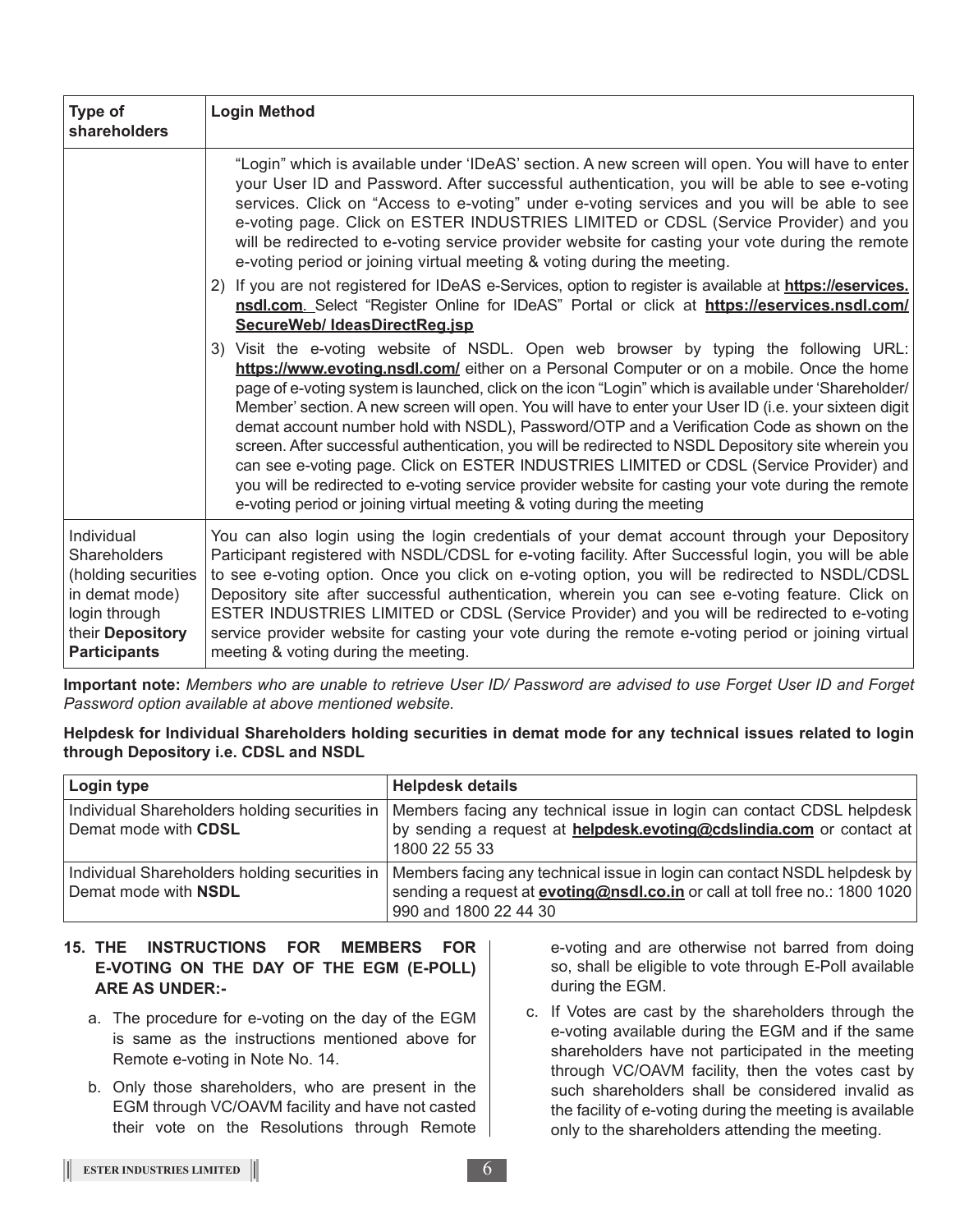| Type of shareholders | Login Method |
|---|---|
| | "Login" which is available under 'IDeAS' section. A new screen will open. You will have to enter your User ID and Password. After successful authentication, you will be able to see e-voting services. Click on "Access to e-voting" under e-voting services and you will be able to see e-voting page. Click on ESTER INDUSTRIES LIMITED or CDSL (Service Provider) and you will be redirected to e-voting service provider website for casting your vote during the remote e-voting period or joining virtual meeting & voting during the meeting.<br>2) If you are not registered for IDeAS e-Services, option to register is available at **https://eservices.nsdl.com**. Select "Register Online for IDeAS" Portal or click at **https://eservices.nsdl.com/SecureWeb/ IdeasDirectReg.jsp**<br>3) Visit the e-voting website of NSDL. Open web browser by typing the following URL: **https://www.evoting.nsdl.com/** either on a Personal Computer or on a mobile. Once the home page of e-voting system is launched, click on the icon "Login" which is available under 'Shareholder/ Member' section. A new screen will open. You will have to enter your User ID (i.e. your sixteen digit demat account number hold with NSDL), Password/OTP and a Verification Code as shown on the screen. After successful authentication, you will be redirected to NSDL Depository site wherein you can see e-voting page. Click on ESTER INDUSTRIES LIMITED or CDSL (Service Provider) and you will be redirected to e-voting service provider website for casting your vote during the remote e-voting period or joining virtual meeting & voting during the meeting |
| Individual Shareholders (holding securities in demat mode) login through their **Depository Participants** | You can also login using the login credentials of your demat account through your Depository Participant registered with NSDL/CDSL for e-voting facility. After Successful login, you will be able to see e-voting option. Once you click on e-voting option, you will be redirected to NSDL/CDSL Depository site after successful authentication, wherein you can see e-voting feature. Click on ESTER INDUSTRIES LIMITED or CDSL (Service Provider) and you will be redirected to e-voting service provider website for casting your vote during the remote e-voting period or joining virtual meeting & voting during the meeting. |

**Important note:** *Members who are unable to retrieve User ID/ Password are advised to use Forget User ID and Forget Password option available at above mentioned website.*

**Helpdesk for Individual Shareholders holding securities in demat mode for any technical issues related to login through Depository i.e. CDSL and NSDL**

| Login type | Helpdesk details |
|---|---|
| Individual Shareholders holding securities in Demat mode with **CDSL** | Members facing any technical issue in login can contact CDSL helpdesk by sending a request at **helpdesk.evoting@cdslindia.com** or contact at 1800 22 55 33 |
| Individual Shareholders holding securities in Demat mode with **NSDL** | Members facing any technical issue in login can contact NSDL helpdesk by sending a request at **evoting@nsdl.co.in** or call at toll free no.: 1800 1020 990 and 1800 22 44 30 |

**15. THE INSTRUCTIONS FOR MEMBERS FOR E-VOTING ON THE DAY OF THE EGM (E-POLL) ARE AS UNDER:-**

a. The procedure for e-voting on the day of the EGM is same as the instructions mentioned above for Remote e-voting in Note No. 14.

b. Only those shareholders, who are present in the EGM through VC/OAVM facility and have not casted their vote on the Resolutions through Remote e-voting and are otherwise not barred from doing so, shall be eligible to vote through E-Poll available during the EGM.

c. If Votes are cast by the shareholders through the e-voting available during the EGM and if the same shareholders have not participated in the meeting through VC/OAVM facility, then the votes cast by such shareholders shall be considered invalid as the facility of e-voting during the meeting is available only to the shareholders attending the meeting.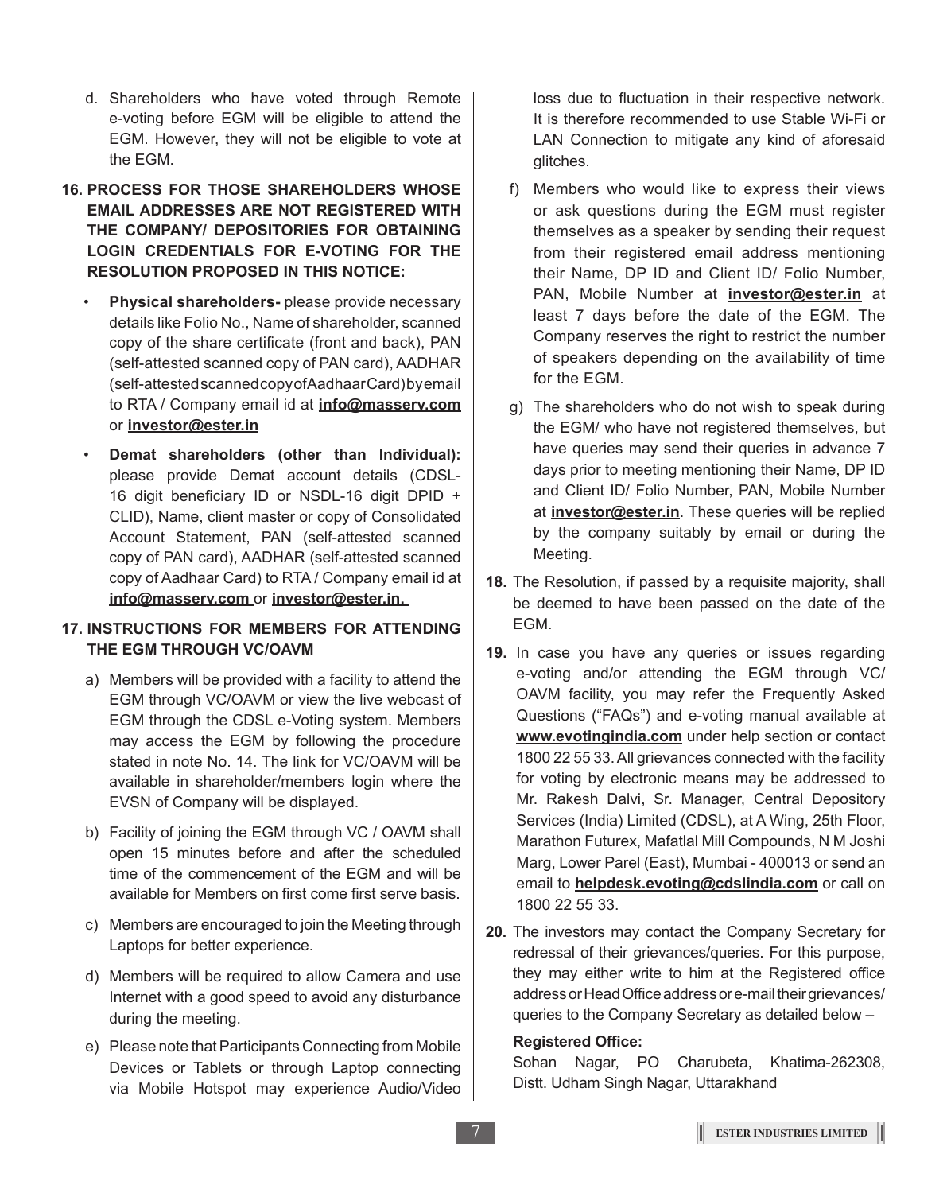d. Shareholders who have voted through Remote e-voting before EGM will be eligible to attend the EGM. However, they will not be eligible to vote at the EGM.

**16. PROCESS FOR THOSE SHAREHOLDERS WHOSE EMAIL ADDRESSES ARE NOT REGISTERED WITH THE COMPANY/ DEPOSITORIES FOR OBTAINING LOGIN CREDENTIALS FOR E-VOTING FOR THE RESOLUTION PROPOSED IN THIS NOTICE:**

- **Physical shareholders-** please provide necessary details like Folio No., Name of shareholder, scanned copy of the share certificate (front and back), PAN (self-attested scanned copy of PAN card), AADHAR (self-attested scanned copy of Aadhaar Card) by email to RTA / Company email id at **info@masserv.com** or **investor@ester.in**
- **Demat shareholders (other than Individual):** please provide Demat account details (CDSL-16 digit beneficiary ID or NSDL-16 digit DPID + CLID), Name, client master or copy of Consolidated Account Statement, PAN (self-attested scanned copy of PAN card), AADHAR (self-attested scanned copy of Aadhaar Card) to RTA / Company email id at **info@masserv.com** or **investor@ester.in.**

**17. INSTRUCTIONS FOR MEMBERS FOR ATTENDING THE EGM THROUGH VC/OAVM**

a) Members will be provided with a facility to attend the EGM through VC/OAVM or view the live webcast of EGM through the CDSL e-Voting system. Members may access the EGM by following the procedure stated in note No. 14. The link for VC/OAVM will be available in shareholder/members login where the EVSN of Company will be displayed.

b) Facility of joining the EGM through VC / OAVM shall open 15 minutes before and after the scheduled time of the commencement of the EGM and will be available for Members on first come first serve basis.

c) Members are encouraged to join the Meeting through Laptops for better experience.

d) Members will be required to allow Camera and use Internet with a good speed to avoid any disturbance during the meeting.

e) Please note that Participants Connecting from Mobile Devices or Tablets or through Laptop connecting via Mobile Hotspot may experience Audio/Video loss due to fluctuation in their respective network. It is therefore recommended to use Stable Wi-Fi or LAN Connection to mitigate any kind of aforesaid glitches.

f) Members who would like to express their views or ask questions during the EGM must register themselves as a speaker by sending their request from their registered email address mentioning their Name, DP ID and Client ID/ Folio Number, PAN, Mobile Number at **investor@ester.in** at least 7 days before the date of the EGM. The Company reserves the right to restrict the number of speakers depending on the availability of time for the EGM.

g) The shareholders who do not wish to speak during the EGM/ who have not registered themselves, but have queries may send their queries in advance 7 days prior to meeting mentioning their Name, DP ID and Client ID/ Folio Number, PAN, Mobile Number at **investor@ester.in**. These queries will be replied by the company suitably by email or during the Meeting.

**18.** The Resolution, if passed by a requisite majority, shall be deemed to have been passed on the date of the EGM.

**19.** In case you have any queries or issues regarding e-voting and/or attending the EGM through VC/ OAVM facility, you may refer the Frequently Asked Questions ("FAQs") and e-voting manual available at **www.evotingindia.com** under help section or contact 1800 22 55 33. All grievances connected with the facility for voting by electronic means may be addressed to Mr. Rakesh Dalvi, Sr. Manager, Central Depository Services (India) Limited (CDSL), at A Wing, 25th Floor, Marathon Futurex, Mafatlal Mill Compounds, N M Joshi Marg, Lower Parel (East), Mumbai - 400013 or send an email to **helpdesk.evoting@cdslindia.com** or call on 1800 22 55 33.

**20.** The investors may contact the Company Secretary for redressal of their grievances/queries. For this purpose, they may either write to him at the Registered office address or Head Office address or e-mail their grievances/ queries to the Company Secretary as detailed below –

**Registered Office:**
Sohan Nagar, PO Charubeta, Khatima-262308, Distt. Udham Singh Nagar, Uttarakhand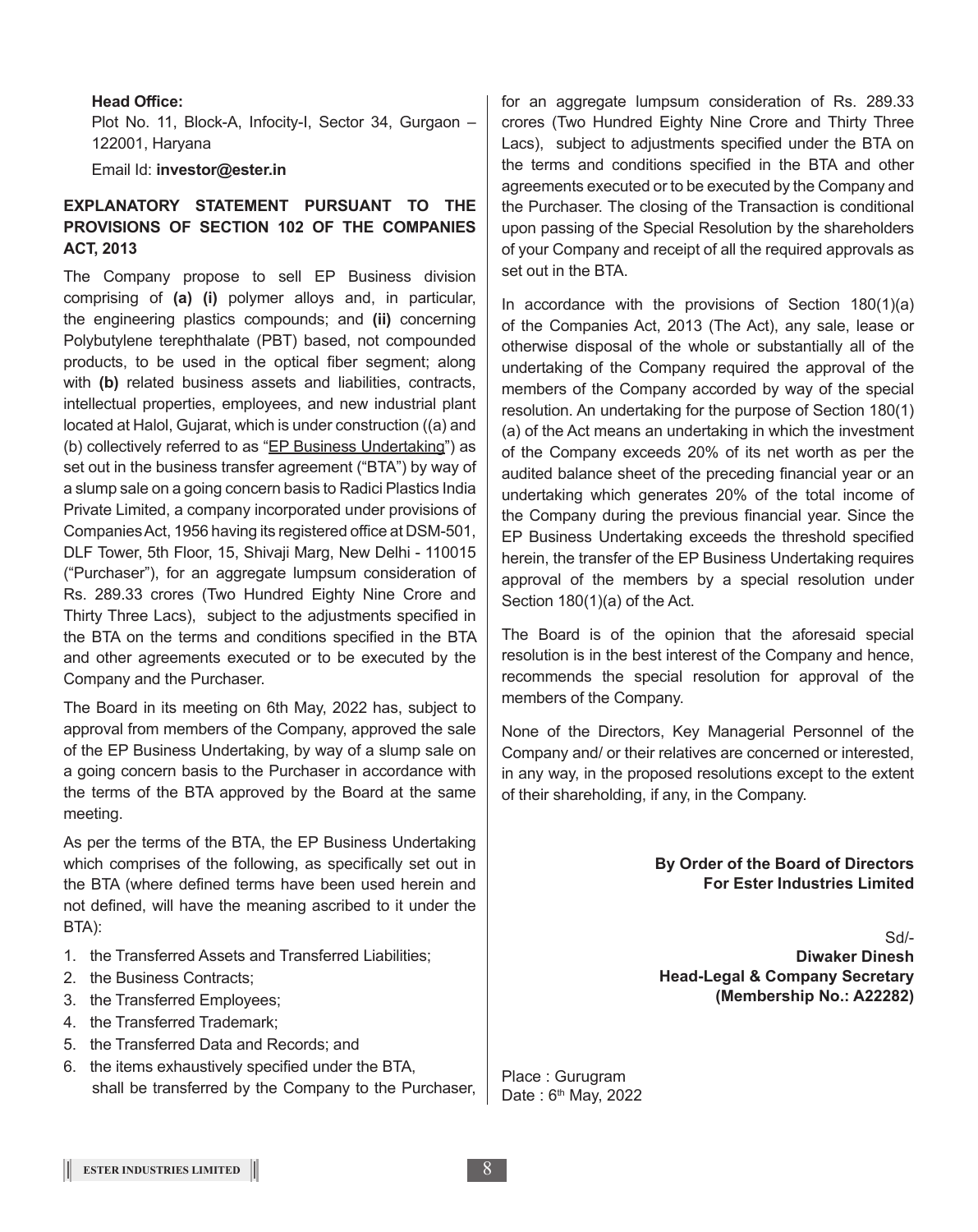**Head Office:**

Plot No. 11, Block-A, Infocity-I, Sector 34, Gurgaon – 122001, Haryana

Email Id: **investor@ester.in**

## EXPLANATORY STATEMENT PURSUANT TO THE PROVISIONS OF SECTION 102 OF THE COMPANIES ACT, 2013

The Company propose to sell EP Business division comprising of **(a) (i)** polymer alloys and, in particular, the engineering plastics compounds; and **(ii)** concerning Polybutylene terephthalate (PBT) based, not compounded products, to be used in the optical fiber segment; along with **(b)** related business assets and liabilities, contracts, intellectual properties, employees, and new industrial plant located at Halol, Gujarat, which is under construction ((a) and (b) collectively referred to as "EP Business Undertaking") as set out in the business transfer agreement ("BTA") by way of a slump sale on a going concern basis to Radici Plastics India Private Limited, a company incorporated under provisions of Companies Act, 1956 having its registered office at DSM-501, DLF Tower, 5th Floor, 15, Shivaji Marg, New Delhi - 110015 ("Purchaser"), for an aggregate lumpsum consideration of Rs. 289.33 crores (Two Hundred Eighty Nine Crore and Thirty Three Lacs), subject to the adjustments specified in the BTA on the terms and conditions specified in the BTA and other agreements executed or to be executed by the Company and the Purchaser.

The Board in its meeting on 6th May, 2022 has, subject to approval from members of the Company, approved the sale of the EP Business Undertaking, by way of a slump sale on a going concern basis to the Purchaser in accordance with the terms of the BTA approved by the Board at the same meeting.

As per the terms of the BTA, the EP Business Undertaking which comprises of the following, as specifically set out in the BTA (where defined terms have been used herein and not defined, will have the meaning ascribed to it under the BTA):

1. the Transferred Assets and Transferred Liabilities;
2. the Business Contracts;
3. the Transferred Employees;
4. the Transferred Trademark;
5. the Transferred Data and Records; and
6. the items exhaustively specified under the BTA,

shall be transferred by the Company to the Purchaser, for an aggregate lumpsum consideration of Rs. 289.33 crores (Two Hundred Eighty Nine Crore and Thirty Three Lacs), subject to adjustments specified under the BTA on the terms and conditions specified in the BTA and other agreements executed or to be executed by the Company and the Purchaser. The closing of the Transaction is conditional upon passing of the Special Resolution by the shareholders of your Company and receipt of all the required approvals as set out in the BTA.

In accordance with the provisions of Section 180(1)(a) of the Companies Act, 2013 (The Act), any sale, lease or otherwise disposal of the whole or substantially all of the undertaking of the Company required the approval of the members of the Company accorded by way of the special resolution. An undertaking for the purpose of Section 180(1)(a) of the Act means an undertaking in which the investment of the Company exceeds 20% of its net worth as per the audited balance sheet of the preceding financial year or an undertaking which generates 20% of the total income of the Company during the previous financial year. Since the EP Business Undertaking exceeds the threshold specified herein, the transfer of the EP Business Undertaking requires approval of the members by a special resolution under Section 180(1)(a) of the Act.

The Board is of the opinion that the aforesaid special resolution is in the best interest of the Company and hence, recommends the special resolution for approval of the members of the Company.

None of the Directors, Key Managerial Personnel of the Company and/ or their relatives are concerned or interested, in any way, in the proposed resolutions except to the extent of their shareholding, if any, in the Company.

**By Order of the Board of Directors**
**For Ester Industries Limited**

Sd/-
**Diwaker Dinesh**
**Head-Legal & Company Secretary**
**(Membership No.: A22282)**

Place : Gurugram
Date : 6th May, 2022